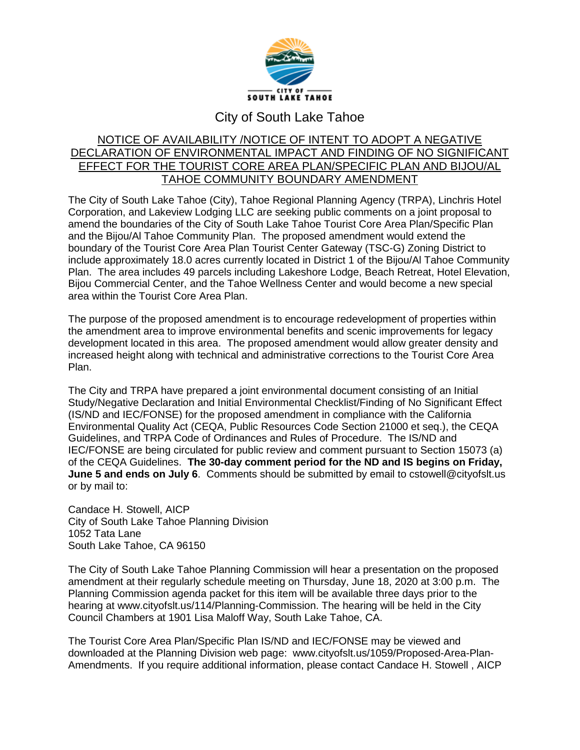CITY OF SOUTH LAKE TAHOE

# City of South Lake Tahoe

## NOTICE OF AVAILABILITY /NOTICE OF INTENT TO ADOPT A NEGATIVE DECLARATION OF ENVIRONMENTAL IMPACT AND FINDING OF NO SIGNIFICANT EFFECT FOR THE TOURIST CORE AREA PLAN/SPECIFIC PLAN AND BIJOU/AL TAHOE COMMUNITY BOUNDARY AMENDMENT

The City of South Lake Tahoe (City), Tahoe Regional Planning Agency (TRPA), Linchris Hotel Corporation, and Lakeview Lodging LLC are seeking public comments on a joint proposal to amend the boundaries of the City of South Lake Tahoe Tourist Core Area Plan/Specific Plan and the Bijou/Al Tahoe Community Plan. The proposed amendment would extend the boundary of the Tourist Core Area Plan Tourist Center Gateway (TSC-G) Zoning District to include approximately 18.0 acres currently located in District 1 of the Bijou/Al Tahoe Community Plan. The area includes 49 parcels including Lakeshore Lodge, Beach Retreat, Hotel Elevation, Bijou Commercial Center, and the Tahoe Wellness Center and would become a new special area within the Tourist Core Area Plan.

The purpose of the proposed amendment is to encourage redevelopment of properties within the amendment area to improve environmental benefits and scenic improvements for legacy development located in this area. The proposed amendment would allow greater density and increased height along with technical and administrative corrections to the Tourist Core Area Plan.

The City and TRPA have prepared a joint environmental document consisting of an Initial Study/Negative Declaration and Initial Environmental Checklist/Finding of No Significant Effect (IS/ND and IEC/FONSE) for the proposed amendment in compliance with the California Environmental Quality Act (CEQA, Public Resources Code Section 21000 et seq.), the CEQA Guidelines, and TRPA Code of Ordinances and Rules of Procedure. The IS/ND and IEC/FONSE are being circulated for public review and comment pursuant to Section 15073 (a) of the CEQA Guidelines. **The 30-day comment period for the ND and IS begins on Friday, June 5 and ends on July 6**. Comments should be submitted by email to cstowell@cityofslt.us or by mail to:

Candace H. Stowell, AICP
City of South Lake Tahoe Planning Division
1052 Tata Lane
South Lake Tahoe, CA 96150

The City of South Lake Tahoe Planning Commission will hear a presentation on the proposed amendment at their regularly schedule meeting on Thursday, June 18, 2020 at 3:00 p.m. The Planning Commission agenda packet for this item will be available three days prior to the hearing at www.cityofslt.us/114/Planning-Commission. The hearing will be held in the City Council Chambers at 1901 Lisa Maloff Way, South Lake Tahoe, CA.

The Tourist Core Area Plan/Specific Plan IS/ND and IEC/FONSE may be viewed and downloaded at the Planning Division web page: www.cityofslt.us/1059/Proposed-Area-Plan-Amendments. If you require additional information, please contact Candace H. Stowell , AICP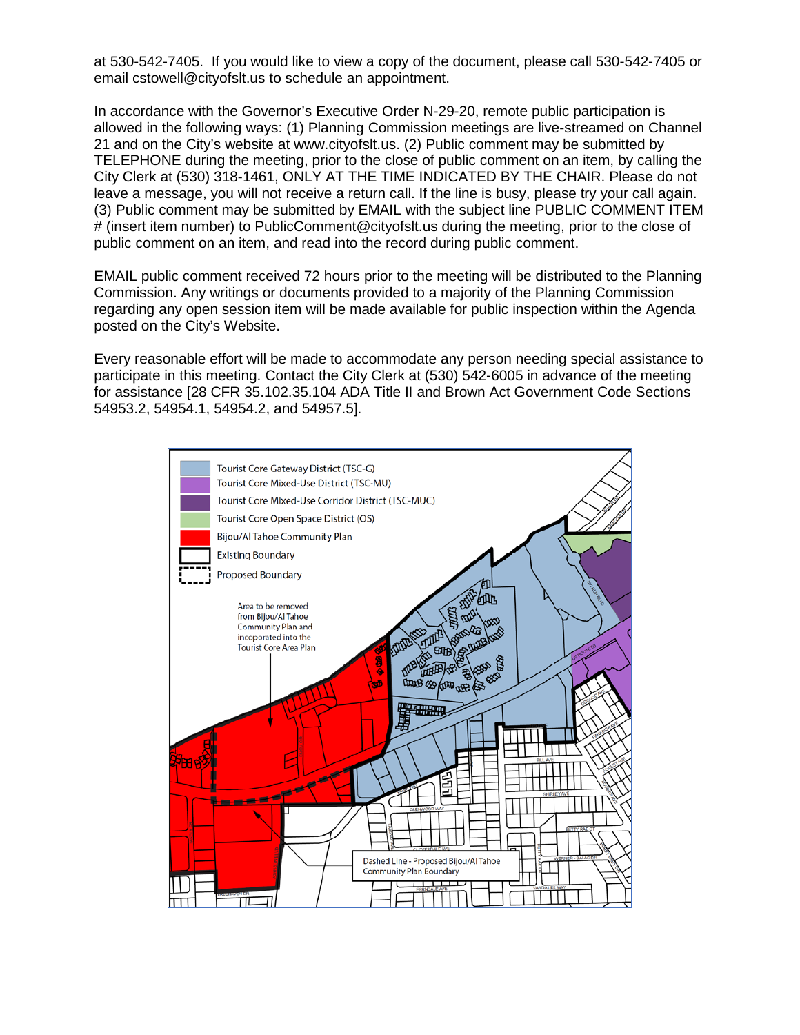at 530-542-7405. If you would like to view a copy of the document, please call 530-542-7405 or email cstowell@cityofslt.us to schedule an appointment.

In accordance with the Governor's Executive Order N-29-20, remote public participation is allowed in the following ways: (1) Planning Commission meetings are live-streamed on Channel 21 and on the City's website at www.cityofslt.us. (2) Public comment may be submitted by TELEPHONE during the meeting, prior to the close of public comment on an item, by calling the City Clerk at (530) 318-1461, ONLY AT THE TIME INDICATED BY THE CHAIR. Please do not leave a message, you will not receive a return call. If the line is busy, please try your call again. (3) Public comment may be submitted by EMAIL with the subject line PUBLIC COMMENT ITEM # (insert item number) to PublicComment@cityofslt.us during the meeting, prior to the close of public comment on an item, and read into the record during public comment.

EMAIL public comment received 72 hours prior to the meeting will be distributed to the Planning Commission. Any writings or documents provided to a majority of the Planning Commission regarding any open session item will be made available for public inspection within the Agenda posted on the City's Website.

Every reasonable effort will be made to accommodate any person needing special assistance to participate in this meeting. Contact the City Clerk at (530) 542-6005 in advance of the meeting for assistance [28 CFR 35.102.35.104 ADA Title II and Brown Act Government Code Sections 54953.2, 54954.1, 54954.2, and 54957.5].

Tourist Core Gateway District (TSC-G)
Tourist Core Mixed-Use District (TSC-MU)
Tourist Core Mixed-Use Corridor District (TSC-MUC)
Tourist Core Open Space District (OS)
Bijou/Al Tahoe Community Plan
Existing Boundary
Proposed Boundary

Area to be removed from Bijou/Al Tahoe Community Plan and incorporated into the Tourist Core Area Plan

Dashed Line - Proposed Bijou/Al Tahoe Community Plan Boundary